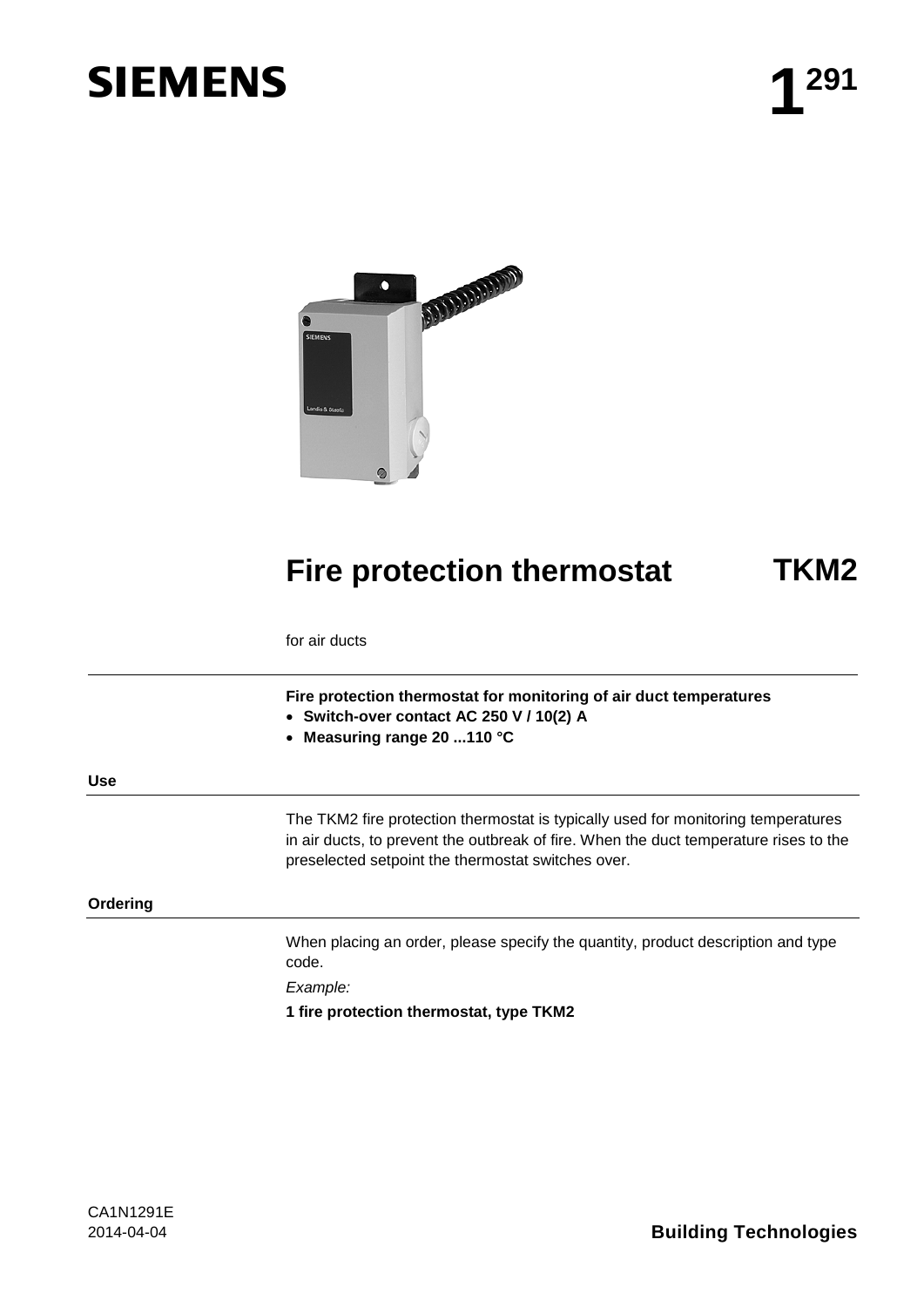# SIEMENS

# 1291

## Fire protection thermostat TKM2

for air ducts

**Fire protection thermostat for monitoring of air duct temperatures**

- **Switch-over contact AC 250 V / 10(2) A**
- **Measuring range 20 ...110 °C**

### Use

The TKM2 fire protection thermostat is typically used for monitoring temperatures in air ducts, to prevent the outbreak of fire. When the duct temperature rises to the preselected setpoint the thermostat switches over.

### Ordering

When placing an order, please specify the quantity, product description and type code.

*Example:*

**1 fire protection thermostat, type TKM2**

CA1N1291E
2014-04-04

**Building Technologies**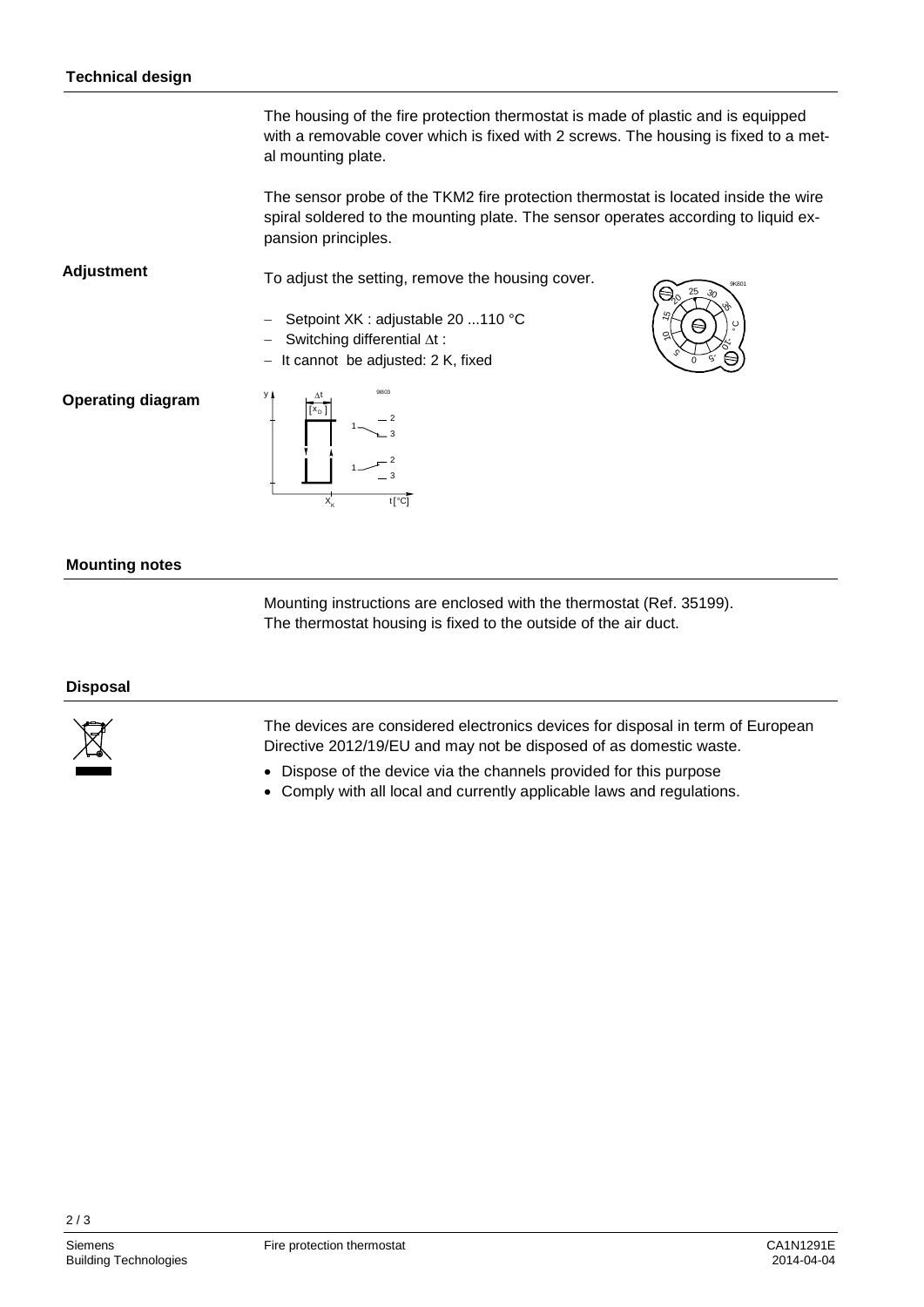## Technical design

The housing of the fire protection thermostat is made of plastic and is equipped with a removable cover which is fixed with 2 screws. The housing is fixed to a metal mounting plate.

The sensor probe of the TKM2 fire protection thermostat is located inside the wire spiral soldered to the mounting plate. The sensor operates according to liquid expansion principles.

### Adjustment

To adjust the setting, remove the housing cover.

- Setpoint XK : adjustable 20 ...110 °C
- Switching differential $\Delta t$ :
- It cannot be adjusted: 2 K, fixed

### Operating diagram

## Mounting notes

Mounting instructions are enclosed with the thermostat (Ref. 35199).
The thermostat housing is fixed to the outside of the air duct.

## Disposal

The devices are considered electronics devices for disposal in term of European Directive 2012/19/EU and may not be disposed of as domestic waste.

- Dispose of the device via the channels provided for this purpose
- Comply with all local and currently applicable laws and regulations.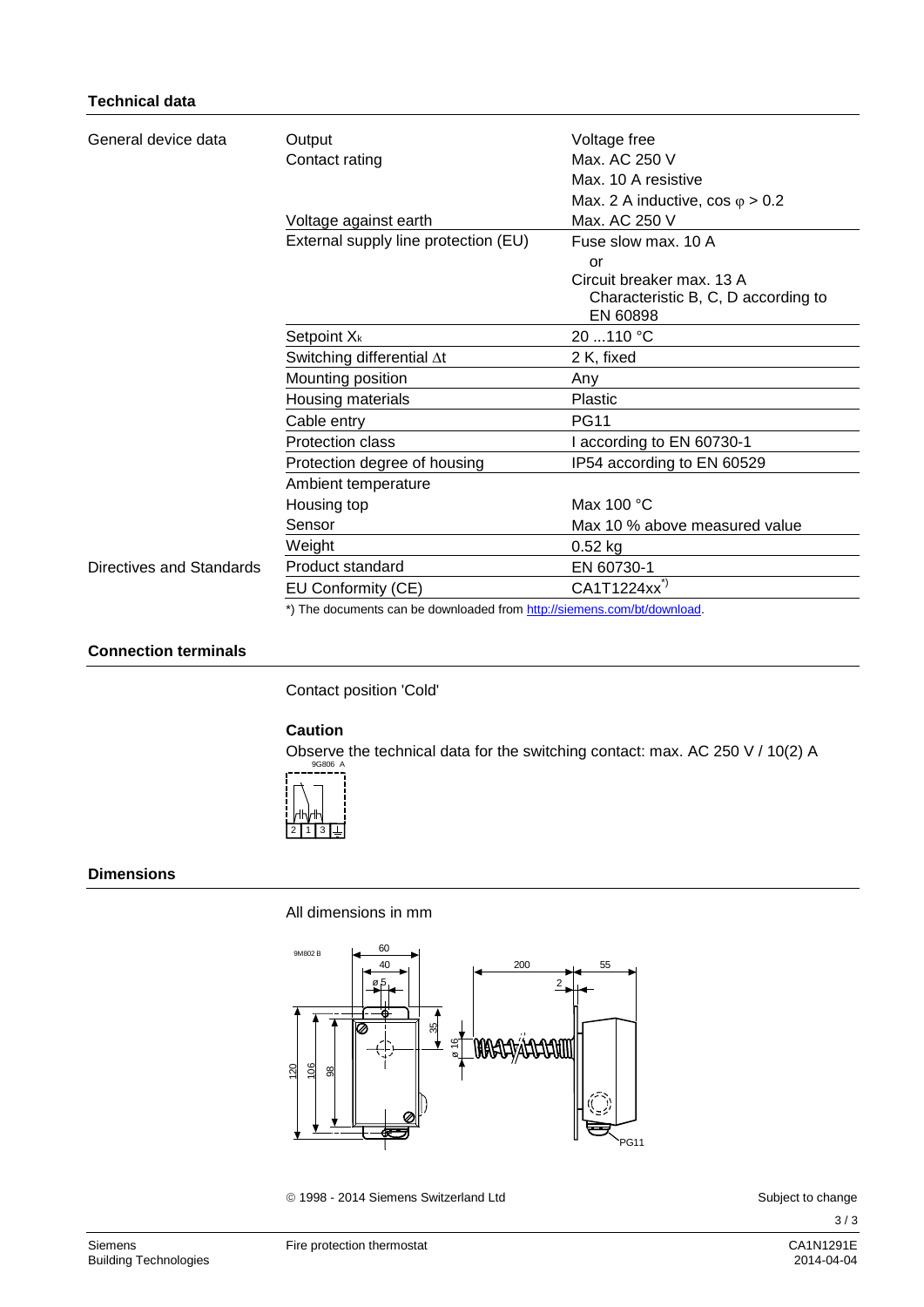## Technical data

| | | |
|---|---|---|
| General device data | Output | Voltage free |
| | Contact rating | Max. AC 250 V<br>Max. 10 A resistive<br>Max. 2 A inductive, cos φ > 0.2 |
| | Voltage against earth | Max. AC 250 V |
| | External supply line protection (EU) | Fuse slow max. 10 A<br>or<br>Circuit breaker max. 13 A<br>Characteristic B, C, D according to EN 60898 |
| | Setpoint $X_k$ | 20 ...110 °C |
| | Switching differential Δt | 2 K, fixed |
| | Mounting position | Any |
| | Housing materials | Plastic |
| | Cable entry | PG11 |
| | Protection class | I according to EN 60730-1 |
| | Protection degree of housing | IP54 according to EN 60529 |
| | Ambient temperature | |
| | Housing top | Max 100 °C |
| | Sensor | Max 10 % above measured value |
| | Weight | 0.52 kg |
| Directives and Standards | Product standard | EN 60730-1 |
| | EU Conformity (CE) | CA1T1224xx*) |

*) The documents can be downloaded from http://siemens.com/bt/download.

## Connection terminals

Contact position 'Cold'

**Caution**

Observe the technical data for the switching contact: max. AC 250 V / 10(2) A

9G806 A

2 1 3 ⏚

## Dimensions

All dimensions in mm

9M802 B

60
40
ø 5
35
120
106
98
200
2
55
ø 16
PG11

© 1998 - 2014 Siemens Switzerland Ltd

Subject to change